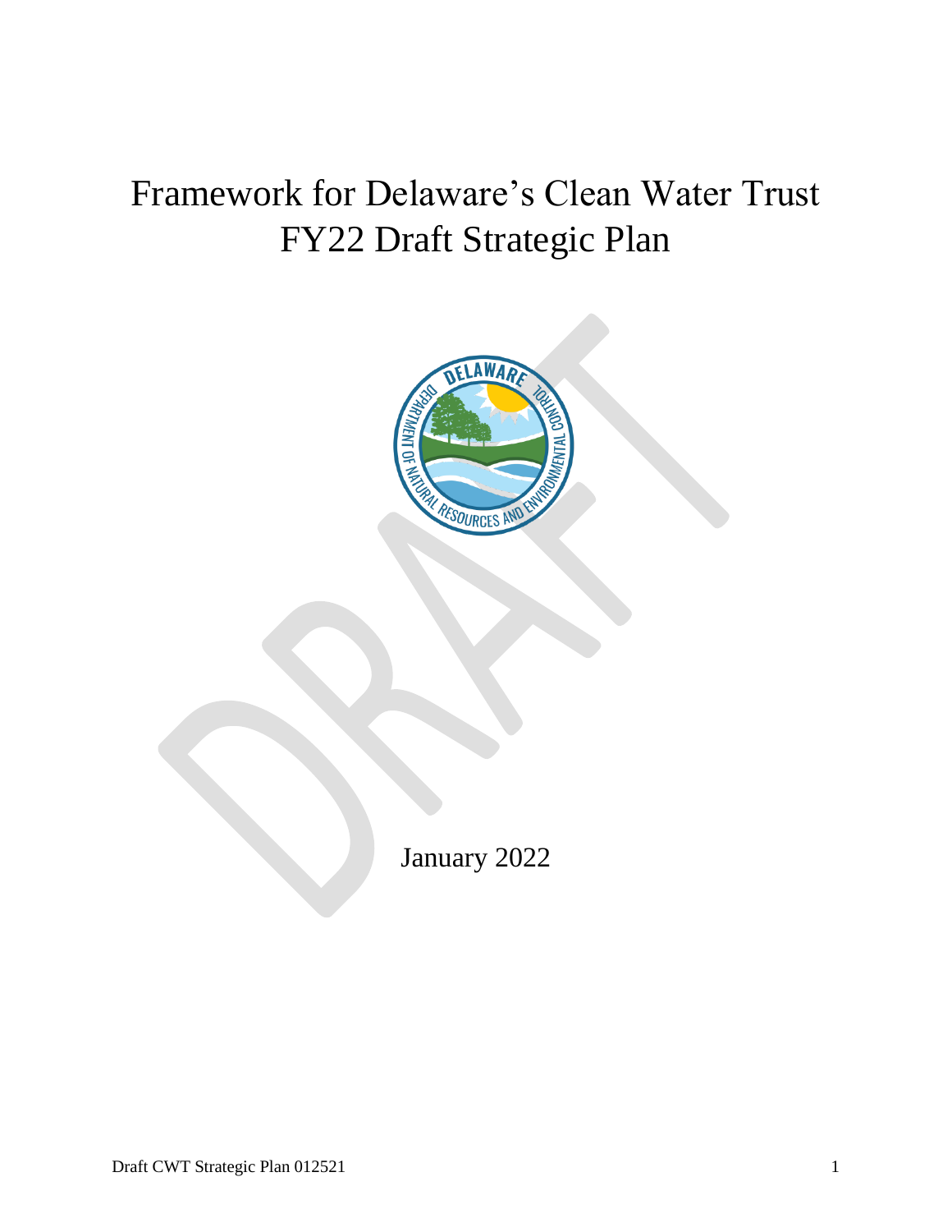# Framework for Delaware's Clean Water Trust FY22 Draft Strategic Plan

January 2022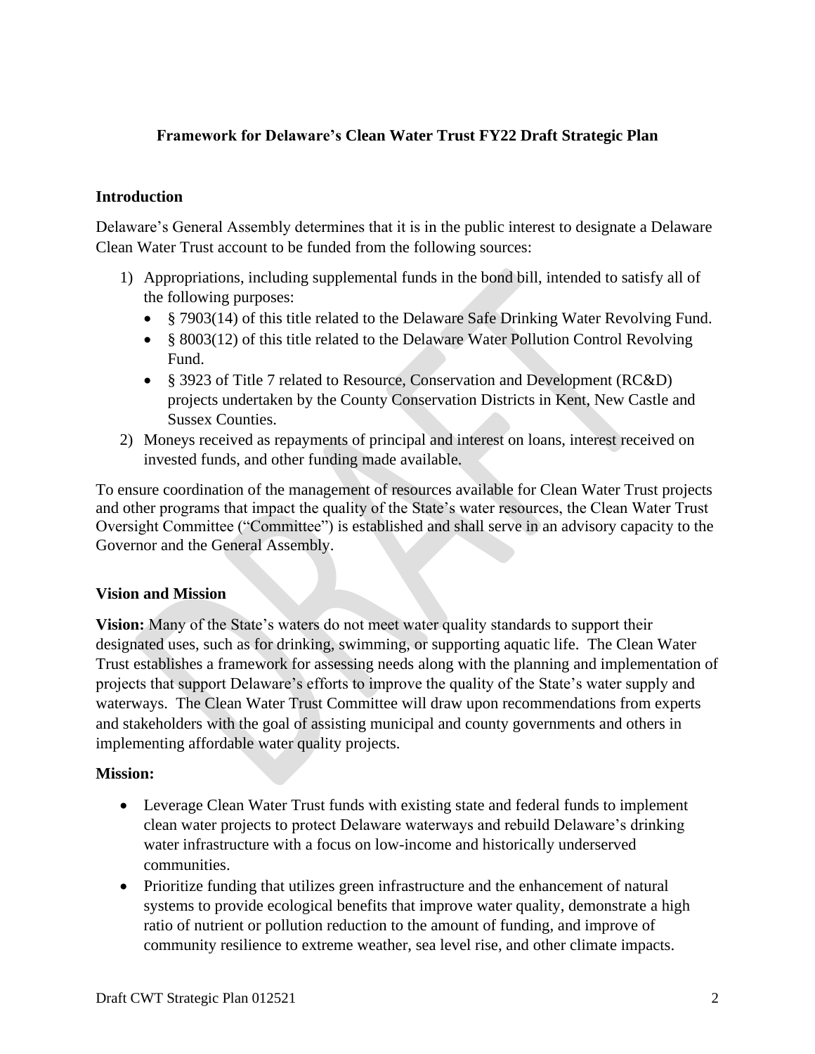## Framework for Delaware's Clean Water Trust FY22 Draft Strategic Plan

### Introduction

Delaware's General Assembly determines that it is in the public interest to designate a Delaware Clean Water Trust account to be funded from the following sources:

1) Appropriations, including supplemental funds in the bond bill, intended to satisfy all of the following purposes:
   - § 7903(14) of this title related to the Delaware Safe Drinking Water Revolving Fund.
   - § 8003(12) of this title related to the Delaware Water Pollution Control Revolving Fund.
   - § 3923 of Title 7 related to Resource, Conservation and Development (RC&D) projects undertaken by the County Conservation Districts in Kent, New Castle and Sussex Counties.
2) Moneys received as repayments of principal and interest on loans, interest received on invested funds, and other funding made available.

To ensure coordination of the management of resources available for Clean Water Trust projects and other programs that impact the quality of the State's water resources, the Clean Water Trust Oversight Committee ("Committee") is established and shall serve in an advisory capacity to the Governor and the General Assembly.

### Vision and Mission

**Vision:** Many of the State's waters do not meet water quality standards to support their designated uses, such as for drinking, swimming, or supporting aquatic life. The Clean Water Trust establishes a framework for assessing needs along with the planning and implementation of projects that support Delaware's efforts to improve the quality of the State's water supply and waterways. The Clean Water Trust Committee will draw upon recommendations from experts and stakeholders with the goal of assisting municipal and county governments and others in implementing affordable water quality projects.

**Mission:**

- Leverage Clean Water Trust funds with existing state and federal funds to implement clean water projects to protect Delaware waterways and rebuild Delaware's drinking water infrastructure with a focus on low-income and historically underserved communities.
- Prioritize funding that utilizes green infrastructure and the enhancement of natural systems to provide ecological benefits that improve water quality, demonstrate a high ratio of nutrient or pollution reduction to the amount of funding, and improve of community resilience to extreme weather, sea level rise, and other climate impacts.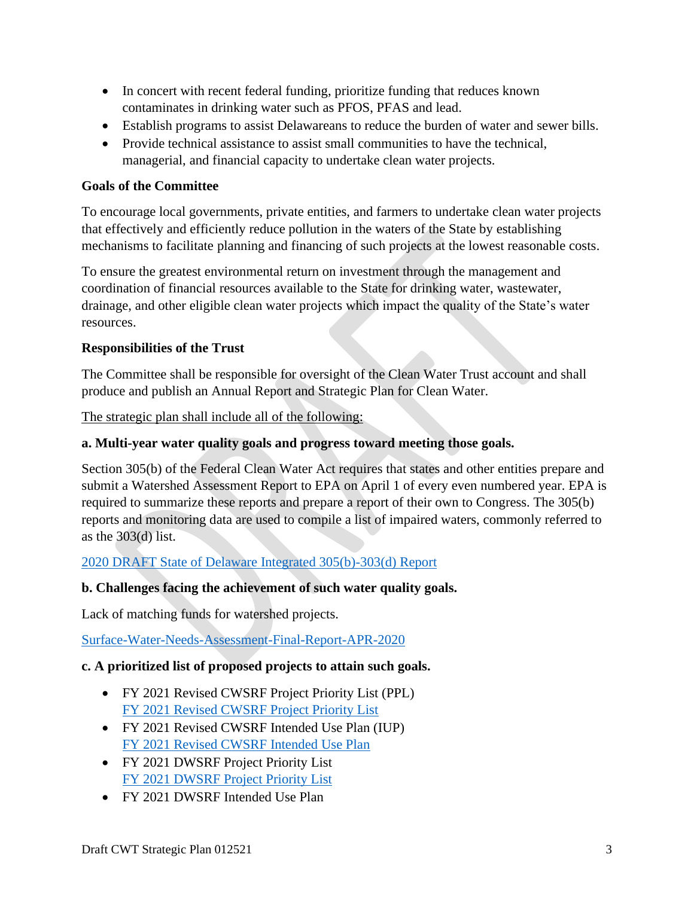- In concert with recent federal funding, prioritize funding that reduces known contaminates in drinking water such as PFOS, PFAS and lead.
- Establish programs to assist Delawareans to reduce the burden of water and sewer bills.
- Provide technical assistance to assist small communities to have the technical, managerial, and financial capacity to undertake clean water projects.

**Goals of the Committee**

To encourage local governments, private entities, and farmers to undertake clean water projects that effectively and efficiently reduce pollution in the waters of the State by establishing mechanisms to facilitate planning and financing of such projects at the lowest reasonable costs.

To ensure the greatest environmental return on investment through the management and coordination of financial resources available to the State for drinking water, wastewater, drainage, and other eligible clean water projects which impact the quality of the State's water resources.

**Responsibilities of the Trust**

The Committee shall be responsible for oversight of the Clean Water Trust account and shall produce and publish an Annual Report and Strategic Plan for Clean Water.

<u>The strategic plan shall include all of the following:</u>

**a. Multi-year water quality goals and progress toward meeting those goals.**

Section 305(b) of the Federal Clean Water Act requires that states and other entities prepare and submit a Watershed Assessment Report to EPA on April 1 of every even numbered year. EPA is required to summarize these reports and prepare a report of their own to Congress. The 305(b) reports and monitoring data are used to compile a list of impaired waters, commonly referred to as the 303(d) list.

2020 DRAFT State of Delaware Integrated 305(b)-303(d) Report

**b. Challenges facing the achievement of such water quality goals.**

Lack of matching funds for watershed projects.

Surface-Water-Needs-Assessment-Final-Report-APR-2020

**c. A prioritized list of proposed projects to attain such goals.**

- FY 2021 Revised CWSRF Project Priority List (PPL)
  FY 2021 Revised CWSRF Project Priority List
- FY 2021 Revised CWSRF Intended Use Plan (IUP)
  FY 2021 Revised CWSRF Intended Use Plan
- FY 2021 DWSRF Project Priority List
  FY 2021 DWSRF Project Priority List
- FY 2021 DWSRF Intended Use Plan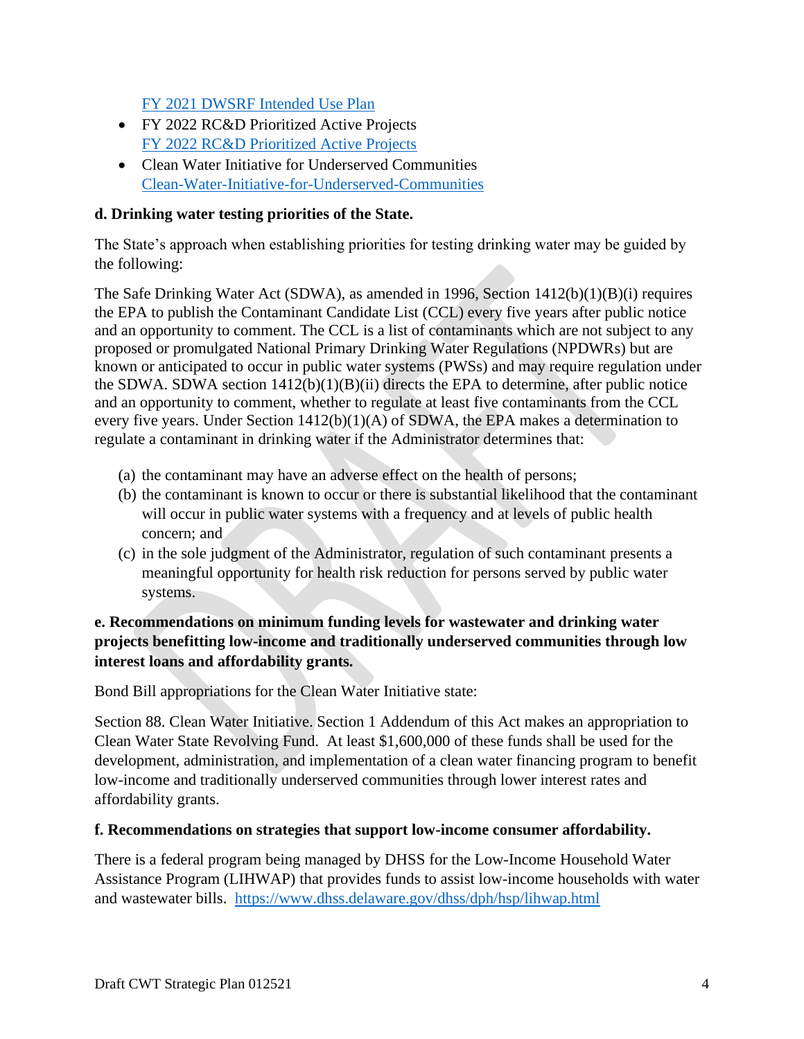[FY 2021 DWSRF Intended Use Plan](FY 2021 DWSRF Intended Use Plan)

- FY 2022 RC&D Prioritized Active Projects
  [FY 2022 RC&D Prioritized Active Projects](FY 2022 RC&D Prioritized Active Projects)
- Clean Water Initiative for Underserved Communities
  [Clean-Water-Initiative-for-Underserved-Communities](Clean-Water-Initiative-for-Underserved-Communities)

**d. Drinking water testing priorities of the State.**

The State's approach when establishing priorities for testing drinking water may be guided by the following:

The Safe Drinking Water Act (SDWA), as amended in 1996, Section 1412(b)(1)(B)(i) requires the EPA to publish the Contaminant Candidate List (CCL) every five years after public notice and an opportunity to comment. The CCL is a list of contaminants which are not subject to any proposed or promulgated National Primary Drinking Water Regulations (NPDWRs) but are known or anticipated to occur in public water systems (PWSs) and may require regulation under the SDWA. SDWA section 1412(b)(1)(B)(ii) directs the EPA to determine, after public notice and an opportunity to comment, whether to regulate at least five contaminants from the CCL every five years. Under Section 1412(b)(1)(A) of SDWA, the EPA makes a determination to regulate a contaminant in drinking water if the Administrator determines that:

(a) the contaminant may have an adverse effect on the health of persons;
(b) the contaminant is known to occur or there is substantial likelihood that the contaminant will occur in public water systems with a frequency and at levels of public health concern; and
(c) in the sole judgment of the Administrator, regulation of such contaminant presents a meaningful opportunity for health risk reduction for persons served by public water systems.

**e. Recommendations on minimum funding levels for wastewater and drinking water projects benefitting low-income and traditionally underserved communities through low interest loans and affordability grants.**

Bond Bill appropriations for the Clean Water Initiative state:

Section 88. Clean Water Initiative. Section 1 Addendum of this Act makes an appropriation to Clean Water State Revolving Fund. At least $1,600,000 of these funds shall be used for the development, administration, and implementation of a clean water financing program to benefit low-income and traditionally underserved communities through lower interest rates and affordability grants.

**f. Recommendations on strategies that support low-income consumer affordability.**

There is a federal program being managed by DHSS for the Low-Income Household Water Assistance Program (LIHWAP) that provides funds to assist low-income households with water and wastewater bills. [https://www.dhss.delaware.gov/dhss/dph/hsp/lihwap.html](https://www.dhss.delaware.gov/dhss/dph/hsp/lihwap.html)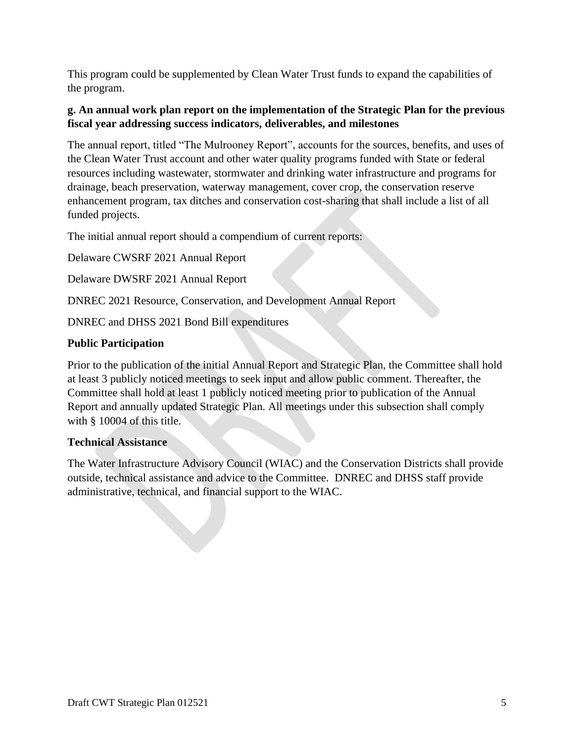This program could be supplemented by Clean Water Trust funds to expand the capabilities of the program.

**g. An annual work plan report on the implementation of the Strategic Plan for the previous fiscal year addressing success indicators, deliverables, and milestones**

The annual report, titled "The Mulrooney Report", accounts for the sources, benefits, and uses of the Clean Water Trust account and other water quality programs funded with State or federal resources including wastewater, stormwater and drinking water infrastructure and programs for drainage, beach preservation, waterway management, cover crop, the conservation reserve enhancement program, tax ditches and conservation cost-sharing that shall include a list of all funded projects.

The initial annual report should a compendium of current reports:

Delaware CWSRF 2021 Annual Report

Delaware DWSRF 2021 Annual Report

DNREC 2021 Resource, Conservation, and Development Annual Report

DNREC and DHSS 2021 Bond Bill expenditures

**Public Participation**

Prior to the publication of the initial Annual Report and Strategic Plan, the Committee shall hold at least 3 publicly noticed meetings to seek input and allow public comment. Thereafter, the Committee shall hold at least 1 publicly noticed meeting prior to publication of the Annual Report and annually updated Strategic Plan. All meetings under this subsection shall comply with § 10004 of this title.

**Technical Assistance**

The Water Infrastructure Advisory Council (WIAC) and the Conservation Districts shall provide outside, technical assistance and advice to the Committee. DNREC and DHSS staff provide administrative, technical, and financial support to the WIAC.